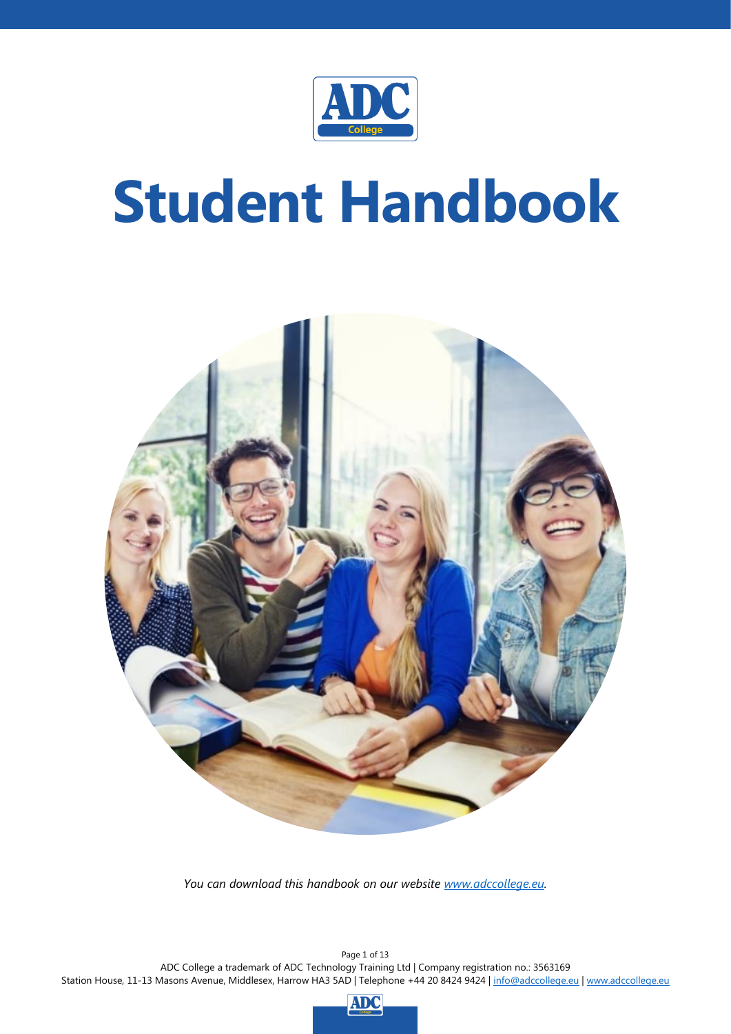# Student Handbook

*You can download this handbook on our website www.adccollege.eu.*

ADC College a trademark of ADC Technology Training Ltd | Company registration no.: 3563169
Station House, 11-13 Masons Avenue, Middlesex, Harrow HA3 5AD | Telephone +44 20 8424 9424 | info@adccollege.eu | www.adccollege.eu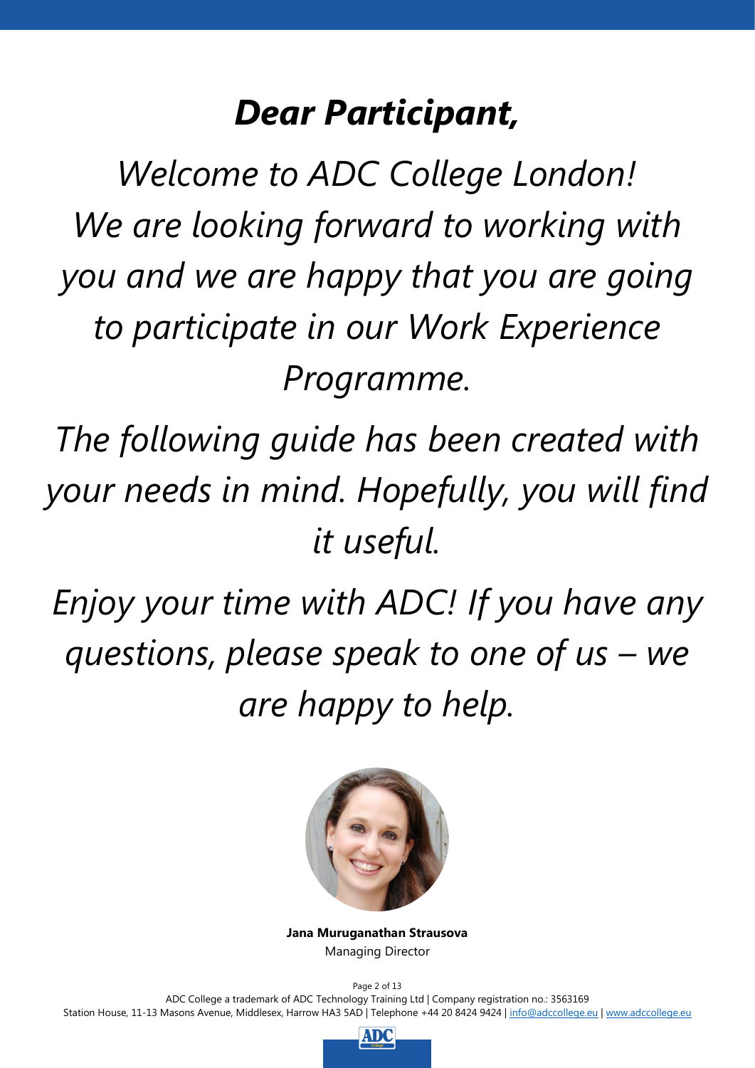# *Dear Participant,*

*Welcome to ADC College London! We are looking forward to working with you and we are happy that you are going to participate in our Work Experience Programme.*

*The following guide has been created with your needs in mind. Hopefully, you will find it useful.*

*Enjoy your time with ADC! If you have any questions, please speak to one of us – we are happy to help.*

**Jana Muruganathan Strausova**
Managing Director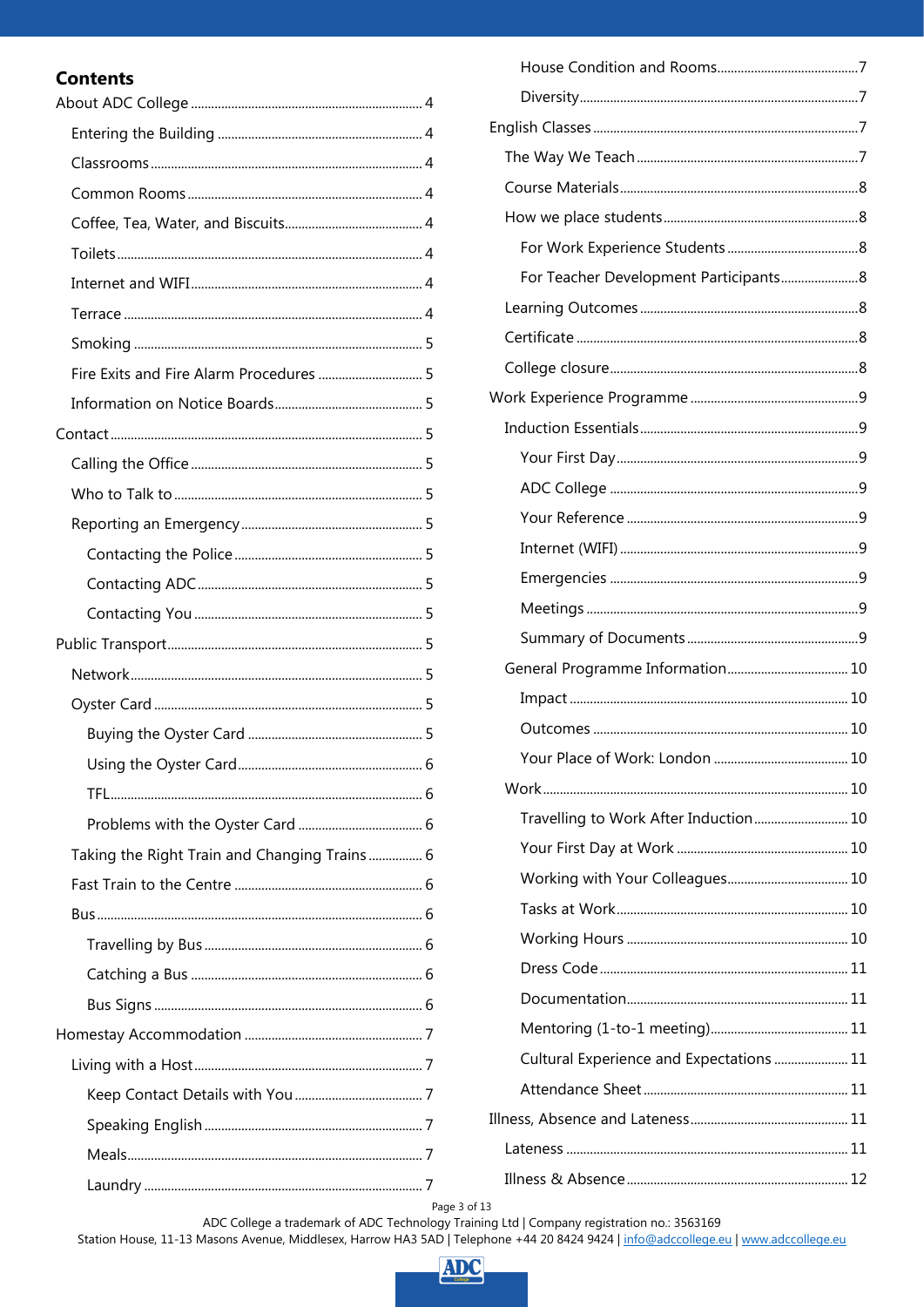## Contents

- About ADC College .... 4
  - Entering the Building .... 4
  - Classrooms .... 4
  - Common Rooms .... 4
  - Coffee, Tea, Water, and Biscuits .... 4
  - Toilets .... 4
  - Internet and WIFI .... 4
  - Terrace .... 4
  - Smoking .... 5
  - Fire Exits and Fire Alarm Procedures .... 5
  - Information on Notice Boards .... 5
- Contact .... 5
  - Calling the Office .... 5
  - Who to Talk to .... 5
  - Reporting an Emergency .... 5
    - Contacting the Police .... 5
    - Contacting ADC .... 5
    - Contacting You .... 5
- Public Transport .... 5
  - Network .... 5
  - Oyster Card .... 5
    - Buying the Oyster Card .... 5
    - Using the Oyster Card .... 6
    - TFL .... 6
    - Problems with the Oyster Card .... 6
  - Taking the Right Train and Changing Trains .... 6
  - Fast Train to the Centre .... 6
  - Bus .... 6
    - Travelling by Bus .... 6
    - Catching a Bus .... 6
    - Bus Signs .... 6
- Homestay Accommodation .... 7
  - Living with a Host .... 7
    - Keep Contact Details with You .... 7
    - Speaking English .... 7
    - Meals .... 7
    - Laundry .... 7
    - House Condition and Rooms .... 7
    - Diversity .... 7
- English Classes .... 7
  - The Way We Teach .... 7
  - Course Materials .... 8
  - How we place students .... 8
    - For Work Experience Students .... 8
    - For Teacher Development Participants .... 8
  - Learning Outcomes .... 8
  - Certificate .... 8
  - College closure .... 8
- Work Experience Programme .... 9
  - Induction Essentials .... 9
    - Your First Day .... 9
    - ADC College .... 9
    - Your Reference .... 9
    - Internet (WIFI) .... 9
    - Emergencies .... 9
    - Meetings .... 9
    - Summary of Documents .... 9
  - General Programme Information .... 10
    - Impact .... 10
    - Outcomes .... 10
    - Your Place of Work: London .... 10
  - Work .... 10
    - Travelling to Work After Induction .... 10
    - Your First Day at Work .... 10
    - Working with Your Colleagues .... 10
    - Tasks at Work .... 10
    - Working Hours .... 10
    - Dress Code .... 11
    - Documentation .... 11
    - Mentoring (1-to-1 meeting) .... 11
    - Cultural Experience and Expectations .... 11
    - Attendance Sheet .... 11
- Illness, Absence and Lateness .... 11
  - Lateness .... 11
  - Illness & Absence .... 12

ADC College a trademark of ADC Technology Training Ltd | Company registration no.: 3563169
Station House, 11-13 Masons Avenue, Middlesex, Harrow HA3 5AD | Telephone +44 20 8424 9424 | info@adccollege.eu | www.adccollege.eu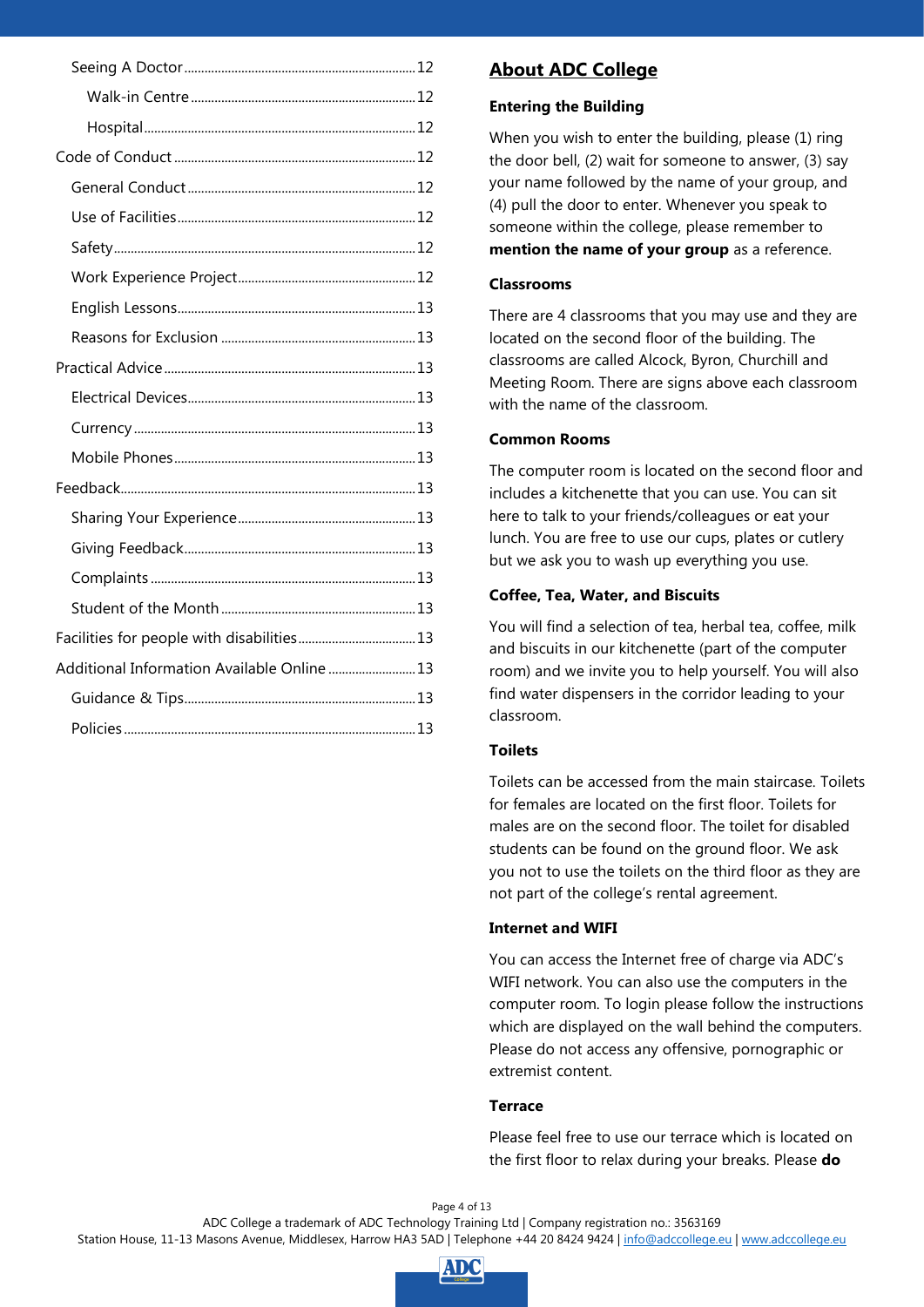Seeing A Doctor.....12

Walk-in Centre.....12

Hospital.....12

Code of Conduct.....12

General Conduct.....12

Use of Facilities.....12

Safety.....12

Work Experience Project.....12

English Lessons.....13

Reasons for Exclusion.....13

Practical Advice.....13

Electrical Devices.....13

Currency.....13

Mobile Phones.....13

Feedback.....13

Sharing Your Experience.....13

Giving Feedback.....13

Complaints.....13

Student of the Month.....13

Facilities for people with disabilities.....13

Additional Information Available Online.....13

Guidance & Tips.....13

Policies.....13

## About ADC College

### Entering the Building

When you wish to enter the building, please (1) ring the door bell, (2) wait for someone to answer, (3) say your name followed by the name of your group, and (4) pull the door to enter. Whenever you speak to someone within the college, please remember to **mention the name of your group** as a reference.

### Classrooms

There are 4 classrooms that you may use and they are located on the second floor of the building. The classrooms are called Alcock, Byron, Churchill and Meeting Room. There are signs above each classroom with the name of the classroom.

### Common Rooms

The computer room is located on the second floor and includes a kitchenette that you can use. You can sit here to talk to your friends/colleagues or eat your lunch. You are free to use our cups, plates or cutlery but we ask you to wash up everything you use.

### Coffee, Tea, Water, and Biscuits

You will find a selection of tea, herbal tea, coffee, milk and biscuits in our kitchenette (part of the computer room) and we invite you to help yourself. You will also find water dispensers in the corridor leading to your classroom.

### Toilets

Toilets can be accessed from the main staircase. Toilets for females are located on the first floor. Toilets for males are on the second floor. The toilet for disabled students can be found on the ground floor. We ask you not to use the toilets on the third floor as they are not part of the college's rental agreement.

### Internet and WIFI

You can access the Internet free of charge via ADC's WIFI network. You can also use the computers in the computer room. To login please follow the instructions which are displayed on the wall behind the computers. Please do not access any offensive, pornographic or extremist content.

### Terrace

Please feel free to use our terrace which is located on the first floor to relax during your breaks. Please **do**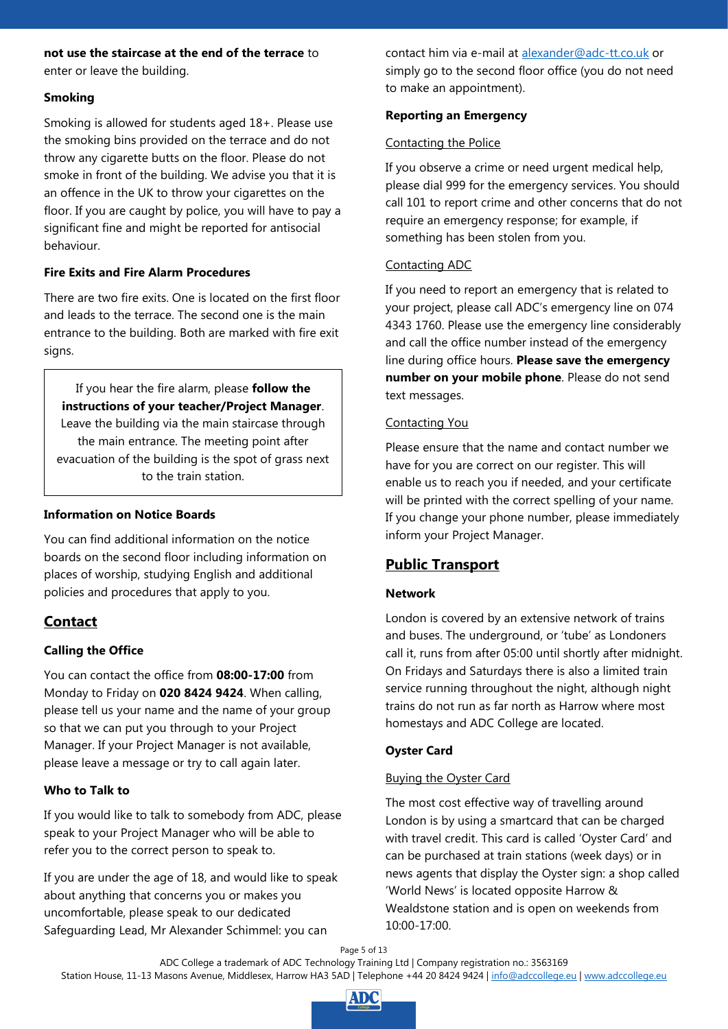**not use the staircase at the end of the terrace** to enter or leave the building.

### Smoking

Smoking is allowed for students aged 18+. Please use the smoking bins provided on the terrace and do not throw any cigarette butts on the floor. Please do not smoke in front of the building. We advise you that it is an offence in the UK to throw your cigarettes on the floor. If you are caught by police, you will have to pay a significant fine and might be reported for antisocial behaviour.

### Fire Exits and Fire Alarm Procedures

There are two fire exits. One is located on the first floor and leads to the terrace. The second one is the main entrance to the building. Both are marked with fire exit signs.

> If you hear the fire alarm, please **follow the instructions of your teacher/Project Manager**. Leave the building via the main staircase through the main entrance. The meeting point after evacuation of the building is the spot of grass next to the train station.

### Information on Notice Boards

You can find additional information on the notice boards on the second floor including information on places of worship, studying English and additional policies and procedures that apply to you.

## Contact

### Calling the Office

You can contact the office from **08:00-17:00** from Monday to Friday on **020 8424 9424**. When calling, please tell us your name and the name of your group so that we can put you through to your Project Manager. If your Project Manager is not available, please leave a message or try to call again later.

### Who to Talk to

If you would like to talk to somebody from ADC, please speak to your Project Manager who will be able to refer you to the correct person to speak to.

If you are under the age of 18, and would like to speak about anything that concerns you or makes you uncomfortable, please speak to our dedicated Safeguarding Lead, Mr Alexander Schimmel: you can contact him via e-mail at alexander@adc-tt.co.uk or simply go to the second floor office (you do not need to make an appointment).

### Reporting an Emergency

Contacting the Police

If you observe a crime or need urgent medical help, please dial 999 for the emergency services. You should call 101 to report crime and other concerns that do not require an emergency response; for example, if something has been stolen from you.

Contacting ADC

If you need to report an emergency that is related to your project, please call ADC's emergency line on 074 4343 1760. Please use the emergency line considerably and call the office number instead of the emergency line during office hours. **Please save the emergency number on your mobile phone**. Please do not send text messages.

Contacting You

Please ensure that the name and contact number we have for you are correct on our register. This will enable us to reach you if needed, and your certificate will be printed with the correct spelling of your name. If you change your phone number, please immediately inform your Project Manager.

## Public Transport

### Network

London is covered by an extensive network of trains and buses. The underground, or 'tube' as Londoners call it, runs from after 05:00 until shortly after midnight. On Fridays and Saturdays there is also a limited train service running throughout the night, although night trains do not run as far north as Harrow where most homestays and ADC College are located.

### Oyster Card

Buying the Oyster Card

The most cost effective way of travelling around London is by using a smartcard that can be charged with travel credit. This card is called 'Oyster Card' and can be purchased at train stations (week days) or in news agents that display the Oyster sign: a shop called 'World News' is located opposite Harrow & Wealdstone station and is open on weekends from 10:00-17:00.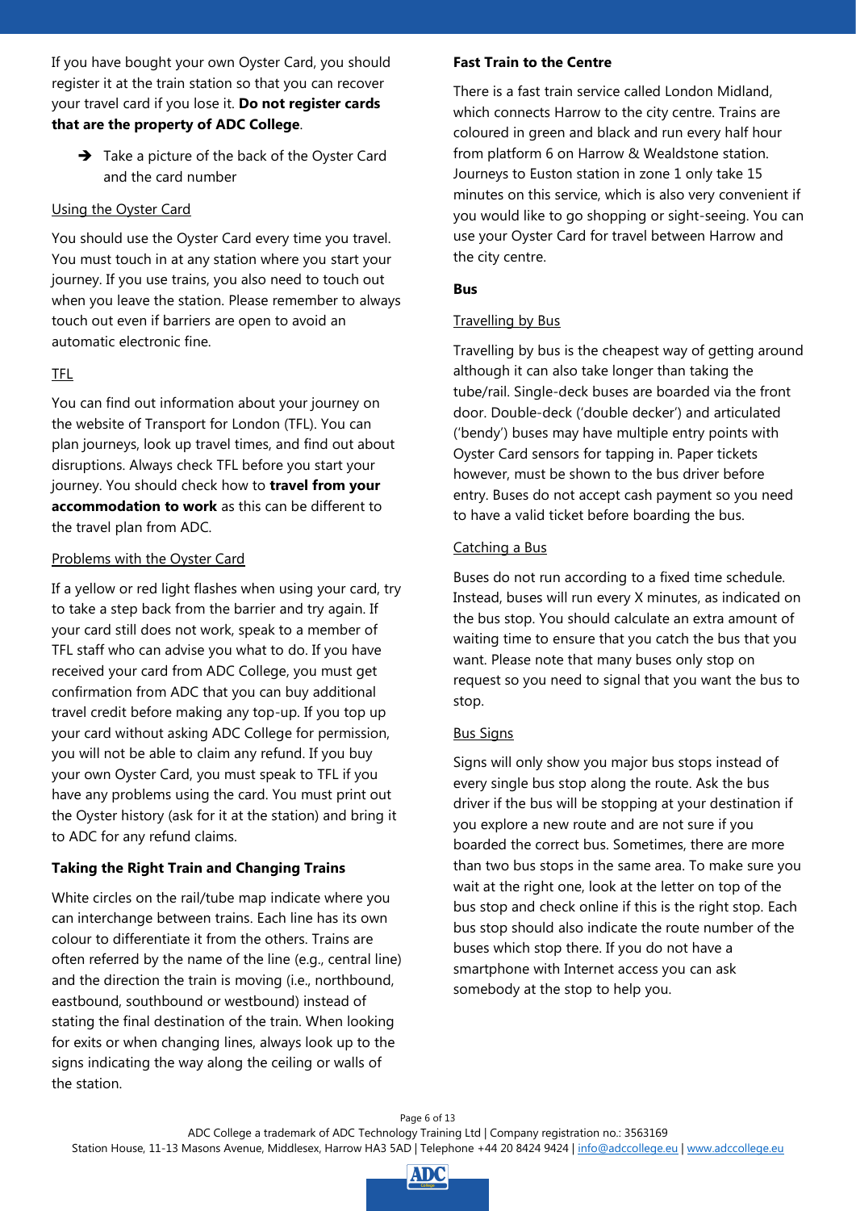If you have bought your own Oyster Card, you should register it at the train station so that you can recover your travel card if you lose it. **Do not register cards that are the property of ADC College**.

➔ Take a picture of the back of the Oyster Card and the card number

Using the Oyster Card

You should use the Oyster Card every time you travel. You must touch in at any station where you start your journey. If you use trains, you also need to touch out when you leave the station. Please remember to always touch out even if barriers are open to avoid an automatic electronic fine.

TFL

You can find out information about your journey on the website of Transport for London (TFL). You can plan journeys, look up travel times, and find out about disruptions. Always check TFL before you start your journey. You should check how to **travel from your accommodation to work** as this can be different to the travel plan from ADC.

Problems with the Oyster Card

If a yellow or red light flashes when using your card, try to take a step back from the barrier and try again. If your card still does not work, speak to a member of TFL staff who can advise you what to do. If you have received your card from ADC College, you must get confirmation from ADC that you can buy additional travel credit before making any top-up. If you top up your card without asking ADC College for permission, you will not be able to claim any refund. If you buy your own Oyster Card, you must speak to TFL if you have any problems using the card. You must print out the Oyster history (ask for it at the station) and bring it to ADC for any refund claims.

**Taking the Right Train and Changing Trains**

White circles on the rail/tube map indicate where you can interchange between trains. Each line has its own colour to differentiate it from the others. Trains are often referred by the name of the line (e.g., central line) and the direction the train is moving (i.e., northbound, eastbound, southbound or westbound) instead of stating the final destination of the train. When looking for exits or when changing lines, always look up to the signs indicating the way along the ceiling or walls of the station.

**Fast Train to the Centre**

There is a fast train service called London Midland, which connects Harrow to the city centre. Trains are coloured in green and black and run every half hour from platform 6 on Harrow & Wealdstone station. Journeys to Euston station in zone 1 only take 15 minutes on this service, which is also very convenient if you would like to go shopping or sight-seeing. You can use your Oyster Card for travel between Harrow and the city centre.

**Bus**

Travelling by Bus

Travelling by bus is the cheapest way of getting around although it can also take longer than taking the tube/rail. Single-deck buses are boarded via the front door. Double-deck ('double decker') and articulated ('bendy') buses may have multiple entry points with Oyster Card sensors for tapping in. Paper tickets however, must be shown to the bus driver before entry. Buses do not accept cash payment so you need to have a valid ticket before boarding the bus.

Catching a Bus

Buses do not run according to a fixed time schedule. Instead, buses will run every X minutes, as indicated on the bus stop. You should calculate an extra amount of waiting time to ensure that you catch the bus that you want. Please note that many buses only stop on request so you need to signal that you want the bus to stop.

Bus Signs

Signs will only show you major bus stops instead of every single bus stop along the route. Ask the bus driver if the bus will be stopping at your destination if you explore a new route and are not sure if you boarded the correct bus. Sometimes, there are more than two bus stops in the same area. To make sure you wait at the right one, look at the letter on top of the bus stop and check online if this is the right stop. Each bus stop should also indicate the route number of the buses which stop there. If you do not have a smartphone with Internet access you can ask somebody at the stop to help you.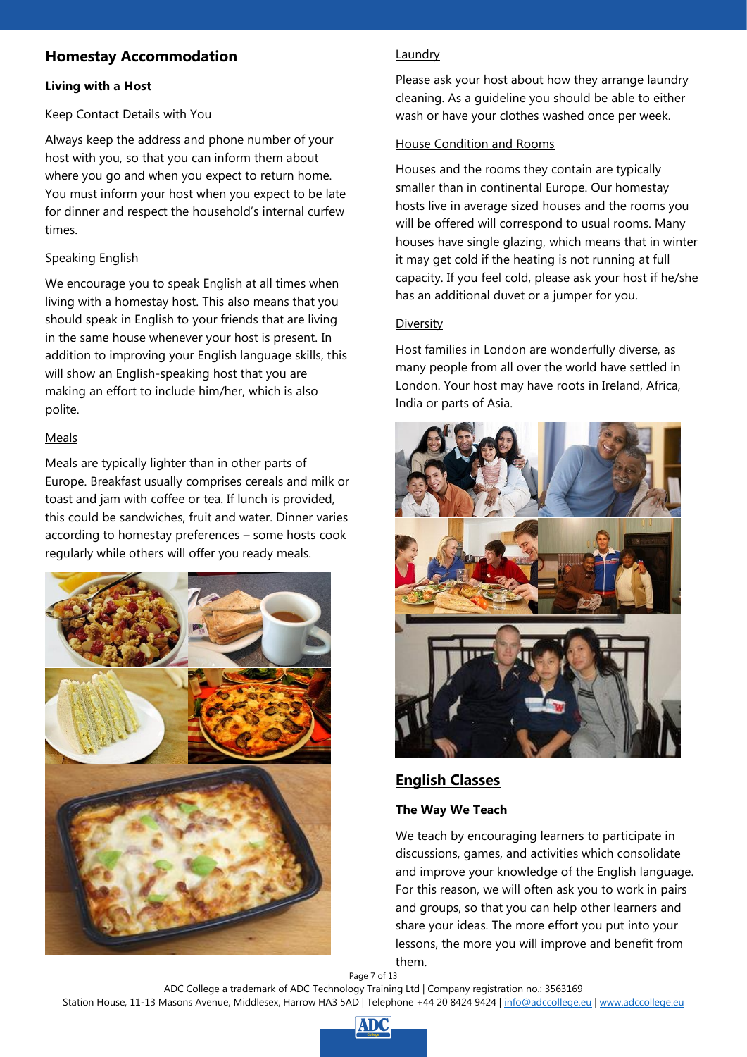## Homestay Accommodation

### Living with a Host

Keep Contact Details with You

Always keep the address and phone number of your host with you, so that you can inform them about where you go and when you expect to return home. You must inform your host when you expect to be late for dinner and respect the household's internal curfew times.

Speaking English

We encourage you to speak English at all times when living with a homestay host. This also means that you should speak in English to your friends that are living in the same house whenever your host is present. In addition to improving your English language skills, this will show an English-speaking host that you are making an effort to include him/her, which is also polite.

Meals

Meals are typically lighter than in other parts of Europe. Breakfast usually comprises cereals and milk or toast and jam with coffee or tea. If lunch is provided, this could be sandwiches, fruit and water. Dinner varies according to homestay preferences – some hosts cook regularly while others will offer you ready meals.

Laundry

Please ask your host about how they arrange laundry cleaning. As a guideline you should be able to either wash or have your clothes washed once per week.

House Condition and Rooms

Houses and the rooms they contain are typically smaller than in continental Europe. Our homestay hosts live in average sized houses and the rooms you will be offered will correspond to usual rooms. Many houses have single glazing, which means that in winter it may get cold if the heating is not running at full capacity. If you feel cold, please ask your host if he/she has an additional duvet or a jumper for you.

Diversity

Host families in London are wonderfully diverse, as many people from all over the world have settled in London. Your host may have roots in Ireland, Africa, India or parts of Asia.

## English Classes

### The Way We Teach

We teach by encouraging learners to participate in discussions, games, and activities which consolidate and improve your knowledge of the English language. For this reason, we will often ask you to work in pairs and groups, so that you can help other learners and share your ideas. The more effort you put into your lessons, the more you will improve and benefit from them.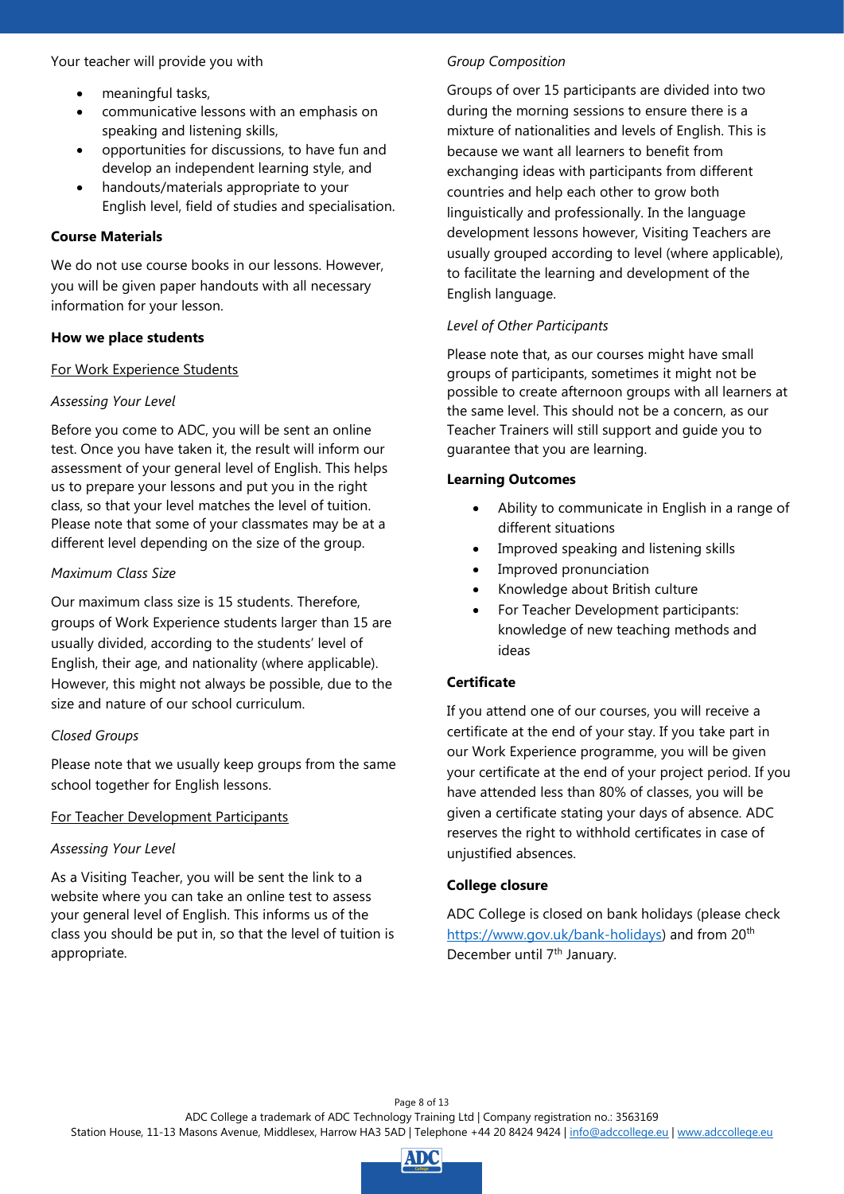Your teacher will provide you with

- meaningful tasks,
- communicative lessons with an emphasis on speaking and listening skills,
- opportunities for discussions, to have fun and develop an independent learning style, and
- handouts/materials appropriate to your English level, field of studies and specialisation.

**Course Materials**

We do not use course books in our lessons. However, you will be given paper handouts with all necessary information for your lesson.

**How we place students**

For Work Experience Students

*Assessing Your Level*

Before you come to ADC, you will be sent an online test. Once you have taken it, the result will inform our assessment of your general level of English. This helps us to prepare your lessons and put you in the right class, so that your level matches the level of tuition. Please note that some of your classmates may be at a different level depending on the size of the group.

*Maximum Class Size*

Our maximum class size is 15 students. Therefore, groups of Work Experience students larger than 15 are usually divided, according to the students' level of English, their age, and nationality (where applicable). However, this might not always be possible, due to the size and nature of our school curriculum.

*Closed Groups*

Please note that we usually keep groups from the same school together for English lessons.

For Teacher Development Participants

*Assessing Your Level*

As a Visiting Teacher, you will be sent the link to a website where you can take an online test to assess your general level of English. This informs us of the class you should be put in, so that the level of tuition is appropriate.

*Group Composition*

Groups of over 15 participants are divided into two during the morning sessions to ensure there is a mixture of nationalities and levels of English. This is because we want all learners to benefit from exchanging ideas with participants from different countries and help each other to grow both linguistically and professionally. In the language development lessons however, Visiting Teachers are usually grouped according to level (where applicable), to facilitate the learning and development of the English language.

*Level of Other Participants*

Please note that, as our courses might have small groups of participants, sometimes it might not be possible to create afternoon groups with all learners at the same level. This should not be a concern, as our Teacher Trainers will still support and guide you to guarantee that you are learning.

**Learning Outcomes**

- Ability to communicate in English in a range of different situations
- Improved speaking and listening skills
- Improved pronunciation
- Knowledge about British culture
- For Teacher Development participants: knowledge of new teaching methods and ideas

**Certificate**

If you attend one of our courses, you will receive a certificate at the end of your stay. If you take part in our Work Experience programme, you will be given your certificate at the end of your project period. If you have attended less than 80% of classes, you will be given a certificate stating your days of absence. ADC reserves the right to withhold certificates in case of unjustified absences.

**College closure**

ADC College is closed on bank holidays (please check https://www.gov.uk/bank-holidays) and from 20th December until 7th January.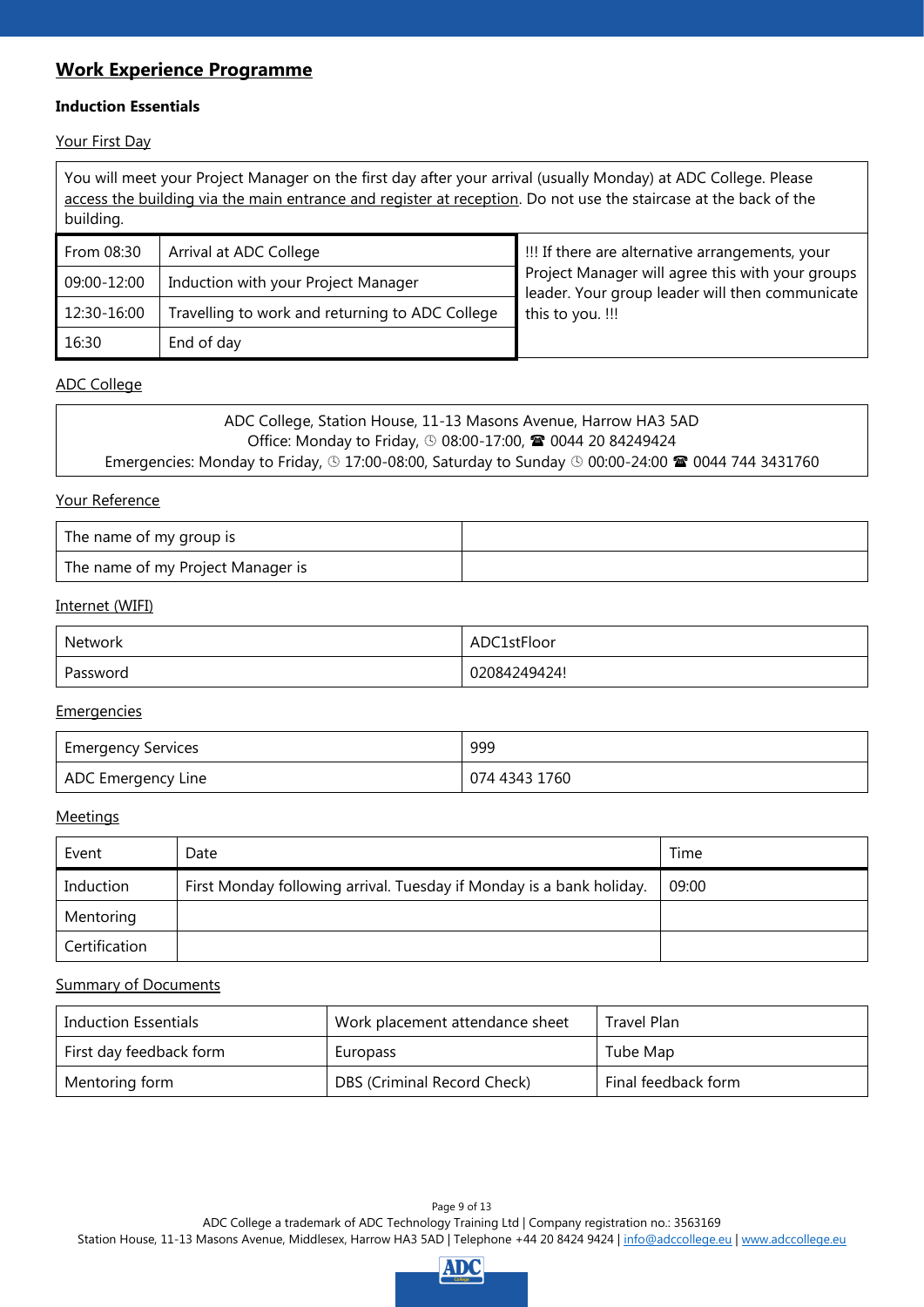## Work Experience Programme

### Induction Essentials

Your First Day

You will meet your Project Manager on the first day after your arrival (usually Monday) at ADC College. Please access the building via the main entrance and register at reception. Do not use the staircase at the back of the building.

| | | |
|---|---|---|
| From 08:30 | Arrival at ADC College | !!! If there are alternative arrangements, your Project Manager will agree this with your groups leader. Your group leader will then communicate this to you. !!! |
| 09:00-12:00 | Induction with your Project Manager | |
| 12:30-16:00 | Travelling to work and returning to ADC College | |
| 16:30 | End of day | |

ADC College

ADC College, Station House, 11-13 Masons Avenue, Harrow HA3 5AD
Office: Monday to Friday, ⌚ 08:00-17:00, ☎ 0044 20 84249424
Emergencies: Monday to Friday, ⌚ 17:00-08:00, Saturday to Sunday ⌚ 00:00-24:00 ☎ 0044 744 3431760

Your Reference

| | |
|---|---|
| The name of my group is | |
| The name of my Project Manager is | |

Internet (WIFI)

| | |
|---|---|
| Network | ADC1stFloor |
| Password | 02084249424! |

Emergencies

| | |
|---|---|
| Emergency Services | 999 |
| ADC Emergency Line | 074 4343 1760 |

Meetings

| Event | Date | Time |
|---|---|---|
| Induction | First Monday following arrival. Tuesday if Monday is a bank holiday. | 09:00 |
| Mentoring | | |
| Certification | | |

Summary of Documents

| | | |
|---|---|---|
| Induction Essentials | Work placement attendance sheet | Travel Plan |
| First day feedback form | Europass | Tube Map |
| Mentoring form | DBS (Criminal Record Check) | Final feedback form |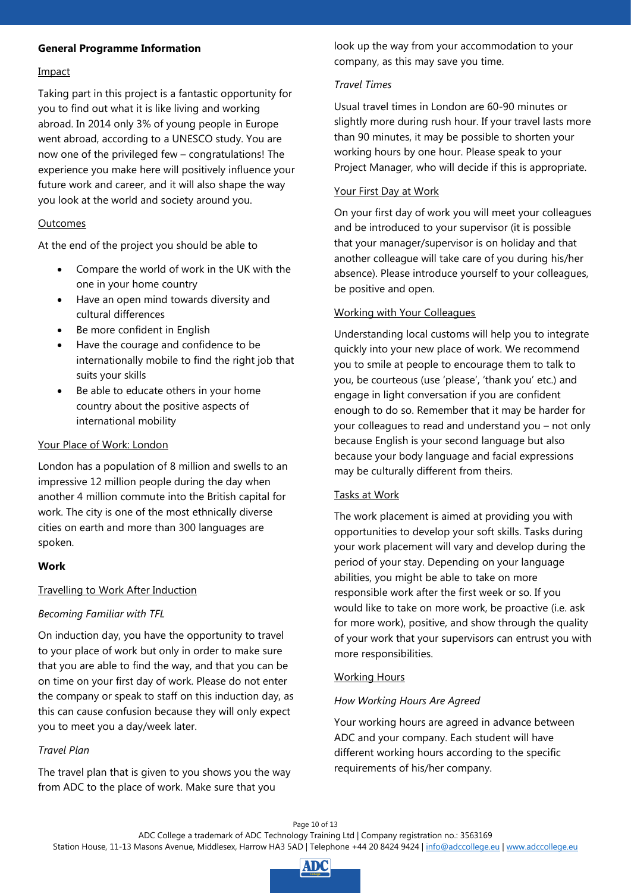## General Programme Information

### Impact

Taking part in this project is a fantastic opportunity for you to find out what it is like living and working abroad. In 2014 only 3% of young people in Europe went abroad, according to a UNESCO study. You are now one of the privileged few – congratulations! The experience you make here will positively influence your future work and career, and it will also shape the way you look at the world and society around you.

### Outcomes

At the end of the project you should be able to

- Compare the world of work in the UK with the one in your home country
- Have an open mind towards diversity and cultural differences
- Be more confident in English
- Have the courage and confidence to be internationally mobile to find the right job that suits your skills
- Be able to educate others in your home country about the positive aspects of international mobility

### Your Place of Work: London

London has a population of 8 million and swells to an impressive 12 million people during the day when another 4 million commute into the British capital for work. The city is one of the most ethnically diverse cities on earth and more than 300 languages are spoken.

## Work

### Travelling to Work After Induction

*Becoming Familiar with TFL*

On induction day, you have the opportunity to travel to your place of work but only in order to make sure that you are able to find the way, and that you can be on time on your first day of work. Please do not enter the company or speak to staff on this induction day, as this can cause confusion because they will only expect you to meet you a day/week later.

*Travel Plan*

The travel plan that is given to you shows you the way from ADC to the place of work. Make sure that you look up the way from your accommodation to your company, as this may save you time.

*Travel Times*

Usual travel times in London are 60-90 minutes or slightly more during rush hour. If your travel lasts more than 90 minutes, it may be possible to shorten your working hours by one hour. Please speak to your Project Manager, who will decide if this is appropriate.

### Your First Day at Work

On your first day of work you will meet your colleagues and be introduced to your supervisor (it is possible that your manager/supervisor is on holiday and that another colleague will take care of you during his/her absence). Please introduce yourself to your colleagues, be positive and open.

### Working with Your Colleagues

Understanding local customs will help you to integrate quickly into your new place of work. We recommend you to smile at people to encourage them to talk to you, be courteous (use 'please', 'thank you' etc.) and engage in light conversation if you are confident enough to do so. Remember that it may be harder for your colleagues to read and understand you – not only because English is your second language but also because your body language and facial expressions may be culturally different from theirs.

### Tasks at Work

The work placement is aimed at providing you with opportunities to develop your soft skills. Tasks during your work placement will vary and develop during the period of your stay. Depending on your language abilities, you might be able to take on more responsible work after the first week or so. If you would like to take on more work, be proactive (i.e. ask for more work), positive, and show through the quality of your work that your supervisors can entrust you with more responsibilities.

### Working Hours

*How Working Hours Are Agreed*

Your working hours are agreed in advance between ADC and your company. Each student will have different working hours according to the specific requirements of his/her company.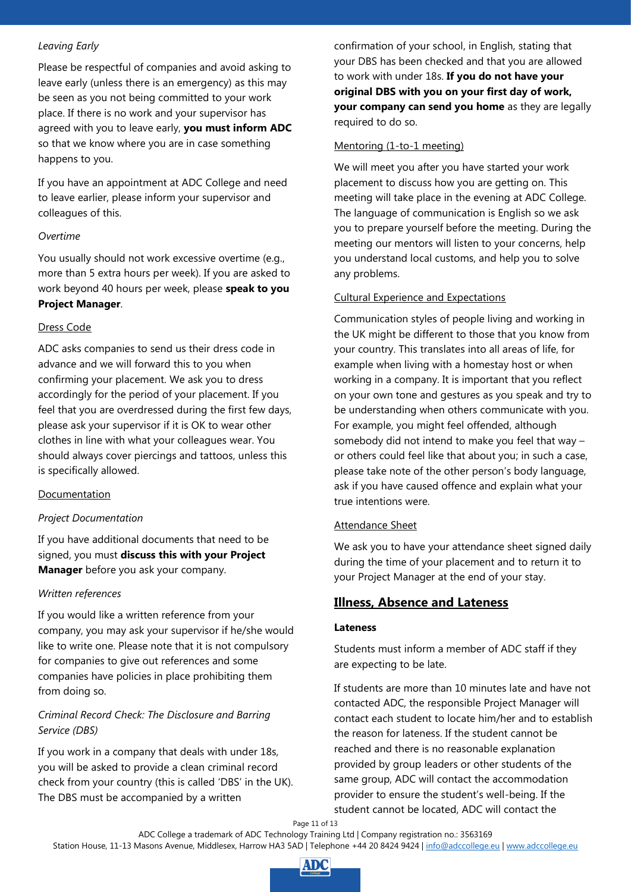*Leaving Early*

Please be respectful of companies and avoid asking to leave early (unless there is an emergency) as this may be seen as you not being committed to your work place. If there is no work and your supervisor has agreed with you to leave early, **you must inform ADC** so that we know where you are in case something happens to you.

If you have an appointment at ADC College and need to leave earlier, please inform your supervisor and colleagues of this.

*Overtime*

You usually should not work excessive overtime (e.g., more than 5 extra hours per week). If you are asked to work beyond 40 hours per week, please **speak to you Project Manager**.

Dress Code

ADC asks companies to send us their dress code in advance and we will forward this to you when confirming your placement. We ask you to dress accordingly for the period of your placement. If you feel that you are overdressed during the first few days, please ask your supervisor if it is OK to wear other clothes in line with what your colleagues wear. You should always cover piercings and tattoos, unless this is specifically allowed.

Documentation

*Project Documentation*

If you have additional documents that need to be signed, you must **discuss this with your Project Manager** before you ask your company.

*Written references*

If you would like a written reference from your company, you may ask your supervisor if he/she would like to write one. Please note that it is not compulsory for companies to give out references and some companies have policies in place prohibiting them from doing so.

*Criminal Record Check: The Disclosure and Barring Service (DBS)*

If you work in a company that deals with under 18s, you will be asked to provide a clean criminal record check from your country (this is called 'DBS' in the UK). The DBS must be accompanied by a written confirmation of your school, in English, stating that your DBS has been checked and that you are allowed to work with under 18s. **If you do not have your original DBS with you on your first day of work, your company can send you home** as they are legally required to do so.

Mentoring (1-to-1 meeting)

We will meet you after you have started your work placement to discuss how you are getting on. This meeting will take place in the evening at ADC College. The language of communication is English so we ask you to prepare yourself before the meeting. During the meeting our mentors will listen to your concerns, help you understand local customs, and help you to solve any problems.

Cultural Experience and Expectations

Communication styles of people living and working in the UK might be different to those that you know from your country. This translates into all areas of life, for example when living with a homestay host or when working in a company. It is important that you reflect on your own tone and gestures as you speak and try to be understanding when others communicate with you. For example, you might feel offended, although somebody did not intend to make you feel that way – or others could feel like that about you; in such a case, please take note of the other person's body language, ask if you have caused offence and explain what your true intentions were.

Attendance Sheet

We ask you to have your attendance sheet signed daily during the time of your placement and to return it to your Project Manager at the end of your stay.

## Illness, Absence and Lateness

**Lateness**

Students must inform a member of ADC staff if they are expecting to be late.

If students are more than 10 minutes late and have not contacted ADC, the responsible Project Manager will contact each student to locate him/her and to establish the reason for lateness. If the student cannot be reached and there is no reasonable explanation provided by group leaders or other students of the same group, ADC will contact the accommodation provider to ensure the student's well-being. If the student cannot be located, ADC will contact the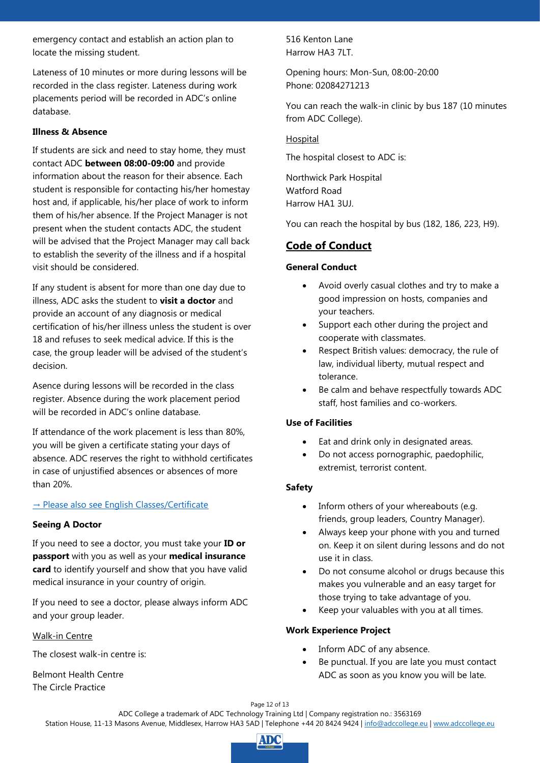emergency contact and establish an action plan to locate the missing student.

Lateness of 10 minutes or more during lessons will be recorded in the class register. Lateness during work placements period will be recorded in ADC's online database.

**Illness & Absence**

If students are sick and need to stay home, they must contact ADC **between 08:00-09:00** and provide information about the reason for their absence. Each student is responsible for contacting his/her homestay host and, if applicable, his/her place of work to inform them of his/her absence. If the Project Manager is not present when the student contacts ADC, the student will be advised that the Project Manager may call back to establish the severity of the illness and if a hospital visit should be considered.

If any student is absent for more than one day due to illness, ADC asks the student to **visit a doctor** and provide an account of any diagnosis or medical certification of his/her illness unless the student is over 18 and refuses to seek medical advice. If this is the case, the group leader will be advised of the student's decision.

Asence during lessons will be recorded in the class register. Absence during the work placement period will be recorded in ADC's online database.

If attendance of the work placement is less than 80%, you will be given a certificate stating your days of absence. ADC reserves the right to withhold certificates in case of unjustified absences or absences of more than 20%.

→ Please also see English Classes/Certificate

**Seeing A Doctor**

If you need to see a doctor, you must take your **ID or passport** with you as well as your **medical insurance card** to identify yourself and show that you have valid medical insurance in your country of origin.

If you need to see a doctor, please always inform ADC and your group leader.

Walk-in Centre

The closest walk-in centre is:

Belmont Health Centre
The Circle Practice
516 Kenton Lane
Harrow HA3 7LT.

Opening hours: Mon-Sun, 08:00-20:00
Phone: 02084271213

You can reach the walk-in clinic by bus 187 (10 minutes from ADC College).

Hospital

The hospital closest to ADC is:

Northwick Park Hospital
Watford Road
Harrow HA1 3UJ.

You can reach the hospital by bus (182, 186, 223, H9).

## Code of Conduct

**General Conduct**

- Avoid overly casual clothes and try to make a good impression on hosts, companies and your teachers.
- Support each other during the project and cooperate with classmates.
- Respect British values: democracy, the rule of law, individual liberty, mutual respect and tolerance.
- Be calm and behave respectfully towards ADC staff, host families and co-workers.

**Use of Facilities**

- Eat and drink only in designated areas.
- Do not access pornographic, paedophilic, extremist, terrorist content.

**Safety**

- Inform others of your whereabouts (e.g. friends, group leaders, Country Manager).
- Always keep your phone with you and turned on. Keep it on silent during lessons and do not use it in class.
- Do not consume alcohol or drugs because this makes you vulnerable and an easy target for those trying to take advantage of you.
- Keep your valuables with you at all times.

**Work Experience Project**

- Inform ADC of any absence.
- Be punctual. If you are late you must contact ADC as soon as you know you will be late.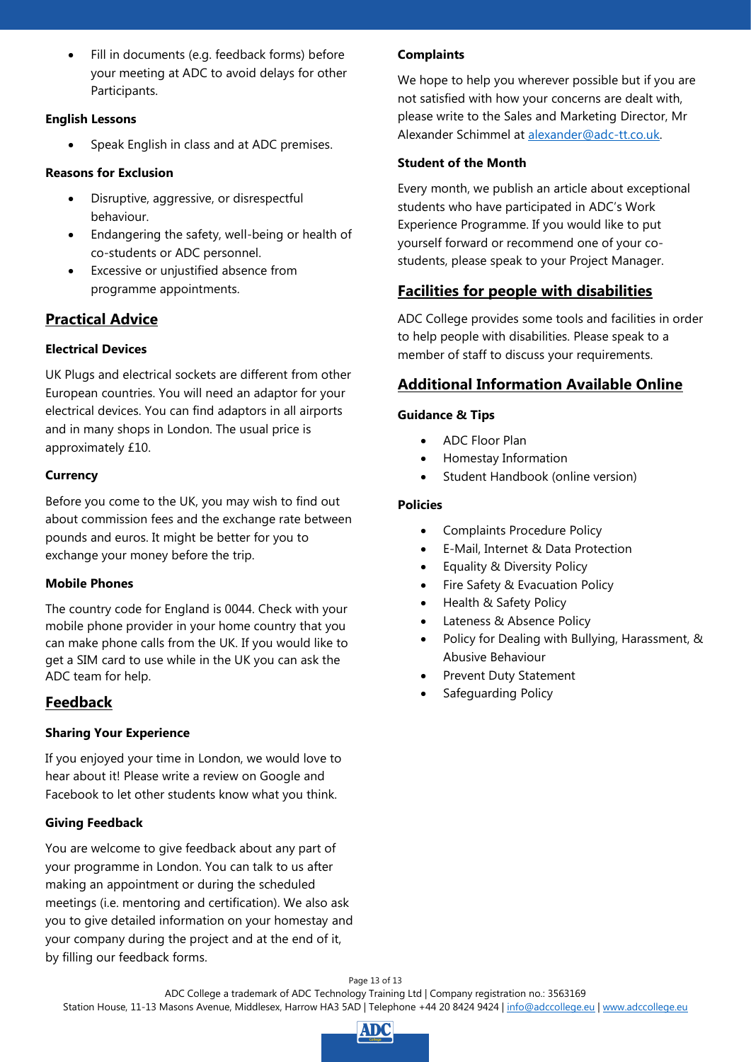- Fill in documents (e.g. feedback forms) before your meeting at ADC to avoid delays for other Participants.

### English Lessons

- Speak English in class and at ADC premises.

### Reasons for Exclusion

- Disruptive, aggressive, or disrespectful behaviour.
- Endangering the safety, well-being or health of co-students or ADC personnel.
- Excessive or unjustified absence from programme appointments.

## Practical Advice

### Electrical Devices

UK Plugs and electrical sockets are different from other European countries. You will need an adaptor for your electrical devices. You can find adaptors in all airports and in many shops in London. The usual price is approximately £10.

### Currency

Before you come to the UK, you may wish to find out about commission fees and the exchange rate between pounds and euros. It might be better for you to exchange your money before the trip.

### Mobile Phones

The country code for England is 0044. Check with your mobile phone provider in your home country that you can make phone calls from the UK. If you would like to get a SIM card to use while in the UK you can ask the ADC team for help.

## Feedback

### Sharing Your Experience

If you enjoyed your time in London, we would love to hear about it! Please write a review on Google and Facebook to let other students know what you think.

### Giving Feedback

You are welcome to give feedback about any part of your programme in London. You can talk to us after making an appointment or during the scheduled meetings (i.e. mentoring and certification). We also ask you to give detailed information on your homestay and your company during the project and at the end of it, by filling our feedback forms.

### Complaints

We hope to help you wherever possible but if you are not satisfied with how your concerns are dealt with, please write to the Sales and Marketing Director, Mr Alexander Schimmel at alexander@adc-tt.co.uk.

### Student of the Month

Every month, we publish an article about exceptional students who have participated in ADC's Work Experience Programme. If you would like to put yourself forward or recommend one of your co-students, please speak to your Project Manager.

## Facilities for people with disabilities

ADC College provides some tools and facilities in order to help people with disabilities. Please speak to a member of staff to discuss your requirements.

## Additional Information Available Online

### Guidance & Tips

- ADC Floor Plan
- Homestay Information
- Student Handbook (online version)

### Policies

- Complaints Procedure Policy
- E-Mail, Internet & Data Protection
- Equality & Diversity Policy
- Fire Safety & Evacuation Policy
- Health & Safety Policy
- Lateness & Absence Policy
- Policy for Dealing with Bullying, Harassment, & Abusive Behaviour
- Prevent Duty Statement
- Safeguarding Policy